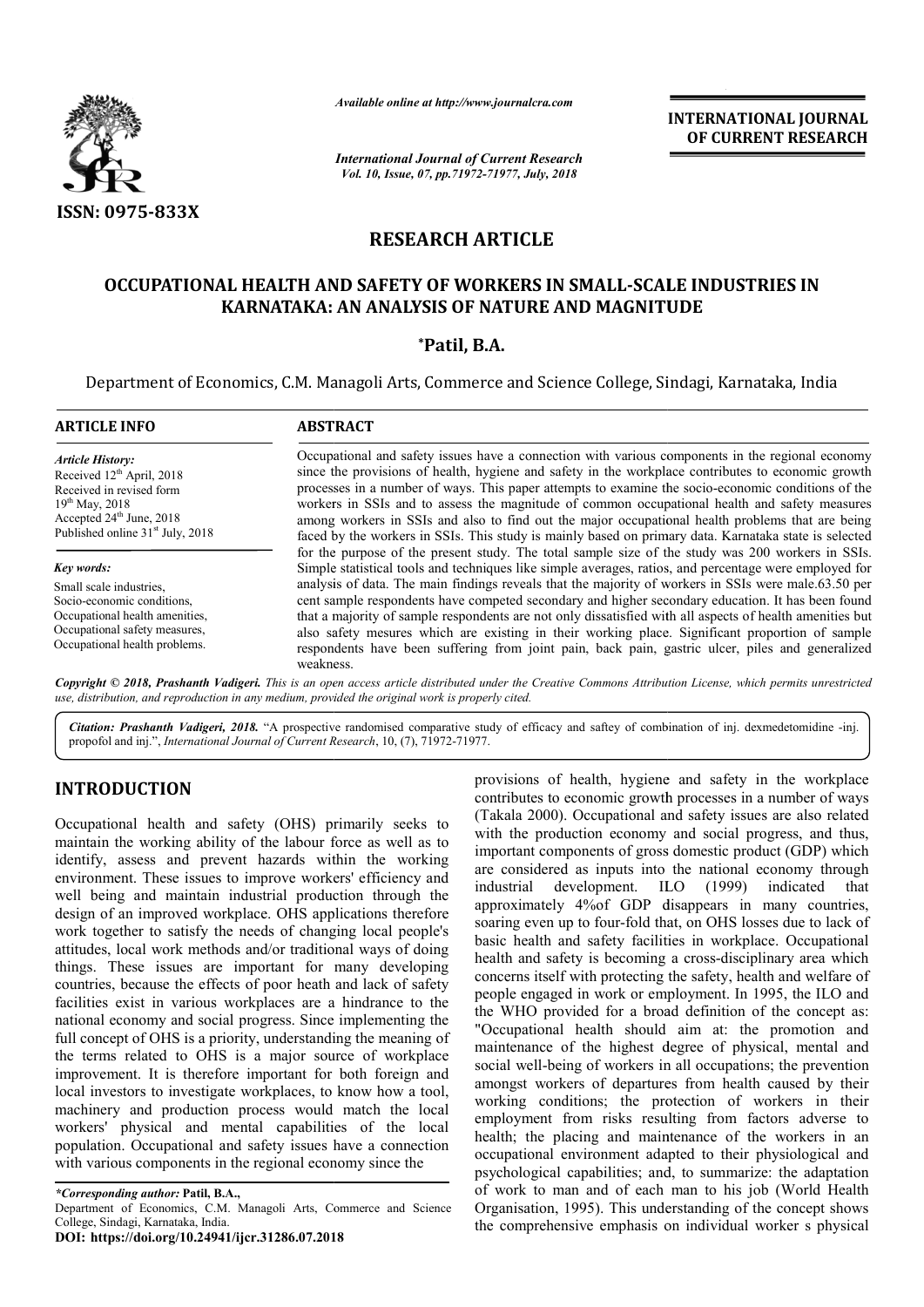*Available online at http://www.journalcra.com*

*International Journal of Current Research*
*Vol. 10, Issue, 07, pp.71972-71977, July, 2018*

**INTERNATIONAL JOURNAL OF CURRENT RESEARCH**

ISSN: 0975-833X

# RESEARCH ARTICLE

# OCCUPATIONAL HEALTH AND SAFETY OF WORKERS IN SMALL-SCALE INDUSTRIES IN KARNATAKA: AN ANALYSIS OF NATURE AND MAGNITUDE

**\*Patil, B.A.**

Department of Economics, C.M. Managoli Arts, Commerce and Science College, Sindagi, Karnataka, India

## ARTICLE INFO

*Article History:*
Received 12th April, 2018
Received in revised form
19th May, 2018
Accepted 24th June, 2018
Published online 31st July, 2018

*Key words:*
Small scale industries,
Socio-economic conditions,
Occupational health amenities,
Occupational safety measures,
Occupational health problems.

## ABSTRACT

Occupational and safety issues have a connection with various components in the regional economy since the provisions of health, hygiene and safety in the workplace contributes to economic growth processes in a number of ways. This paper attempts to examine the socio-economic conditions of the workers in SSIs and to assess the magnitude of common occupational health and safety measures among workers in SSIs and also to find out the major occupational health problems that are being faced by the workers in SSIs. This study is mainly based on primary data. Karnataka state is selected for the purpose of the present study. The total sample size of the study was 200 workers in SSIs. Simple statistical tools and techniques like simple averages, ratios, and percentage were employed for analysis of data. The main findings reveals that the majority of workers in SSIs were male.63.50 per cent sample respondents have competed secondary and higher secondary education. It has been found that a majority of sample respondents are not only dissatisfied with all aspects of health amenities but also safety mesures which are existing in their working place. Significant proportion of sample respondents have been suffering from joint pain, back pain, gastric ulcer, piles and generalized weakness.

*Copyright © 2018, Prashanth Vadigeri. This is an open access article distributed under the Creative Commons Attribution License, which permits unrestricted use, distribution, and reproduction in any medium, provided the original work is properly cited.*

***Citation:** Prashanth Vadigeri, 2018.* "A prospective randomised comparative study of efficacy and saftey of combination of inj. dexmedetomidine -inj. propofol and inj.", *International Journal of Current Research*, 10, (7), 71972-71977.

## INTRODUCTION

Occupational health and safety (OHS) primarily seeks to maintain the working ability of the labour force as well as to identify, assess and prevent hazards within the working environment. These issues to improve workers' efficiency and well being and maintain industrial production through the design of an improved workplace. OHS applications therefore work together to satisfy the needs of changing local people's attitudes, local work methods and/or traditional ways of doing things. These issues are important for many developing countries, because the effects of poor heath and lack of safety facilities exist in various workplaces are a hindrance to the national economy and social progress. Since implementing the full concept of OHS is a priority, understanding the meaning of the terms related to OHS is a major source of workplace improvement. It is therefore important for both foreign and local investors to investigate workplaces, to know how a tool, machinery and production process would match the local workers' physical and mental capabilities of the local population. Occupational and safety issues have a connection with various components in the regional economy since the provisions of health, hygiene and safety in the workplace contributes to economic growth processes in a number of ways (Takala 2000). Occupational and safety issues are also related with the production economy and social progress, and thus, important components of gross domestic product (GDP) which are considered as inputs into the national economy through industrial development. ILO (1999) indicated that approximately 4%of GDP disappears in many countries, soaring even up to four-fold that, on OHS losses due to lack of basic health and safety facilities in workplace. Occupational health and safety is becoming a cross-disciplinary area which concerns itself with protecting the safety, health and welfare of people engaged in work or employment. In 1995, the ILO and the WHO provided for a broad definition of the concept as: "Occupational health should aim at: the promotion and maintenance of the highest degree of physical, mental and social well-being of workers in all occupations; the prevention amongst workers of departures from health caused by their working conditions; the protection of workers in their employment from risks resulting from factors adverse to health; the placing and maintenance of the workers in an occupational environment adapted to their physiological and psychological capabilities; and, to summarize: the adaptation of work to man and of each man to his job (World Health Organisation, 1995). This understanding of the concept shows the comprehensive emphasis on individual worker s physical

*\*Corresponding author:* **Patil, B.A.,**
Department of Economics, C.M. Managoli Arts, Commerce and Science College, Sindagi, Karnataka, India.
**DOI: https://doi.org/10.24941/ijcr.31286.07.2018**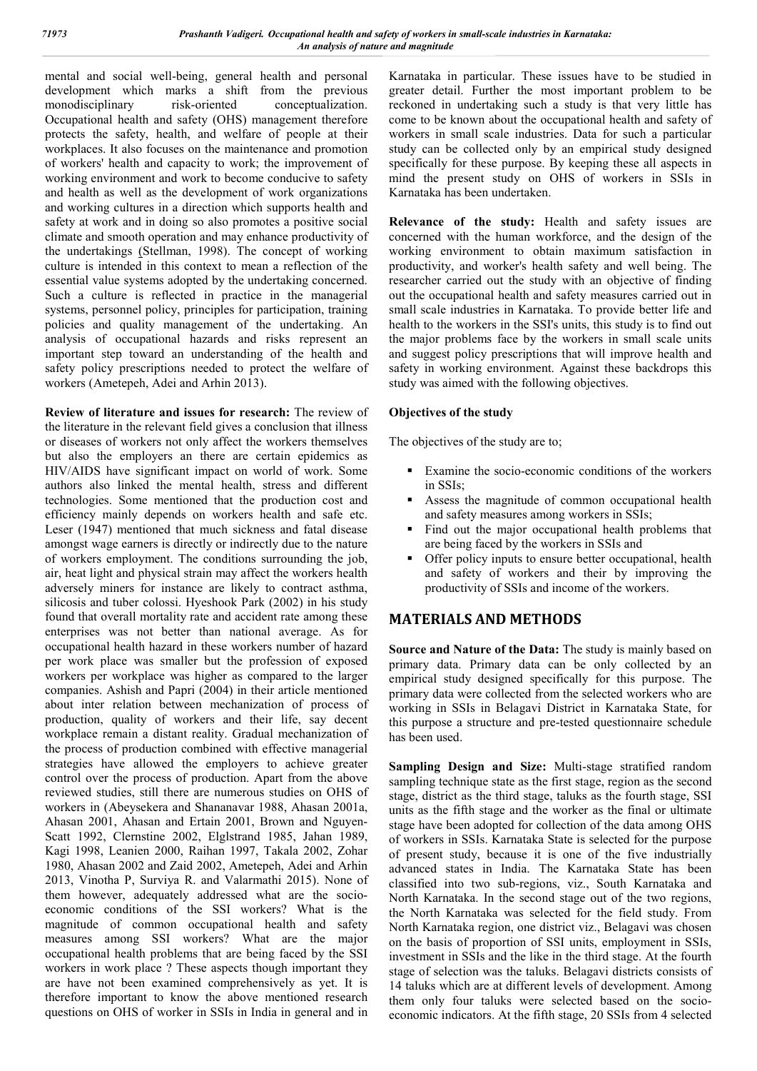mental and social well-being, general health and personal development which marks a shift from the previous monodisciplinary risk-oriented conceptualization. Occupational health and safety (OHS) management therefore protects the safety, health, and welfare of people at their workplaces. It also focuses on the maintenance and promotion of workers' health and capacity to work; the improvement of working environment and work to become conducive to safety and health as well as the development of work organizations and working cultures in a direction which supports health and safety at work and in doing so also promotes a positive social climate and smooth operation and may enhance productivity of the undertakings (Stellman, 1998). The concept of working culture is intended in this context to mean a reflection of the essential value systems adopted by the undertaking concerned. Such a culture is reflected in practice in the managerial systems, personnel policy, principles for participation, training policies and quality management of the undertaking. An analysis of occupational hazards and risks represent an important step toward an understanding of the health and safety policy prescriptions needed to protect the welfare of workers (Ametepeh, Adei and Arhin 2013).

**Review of literature and issues for research:** The review of the literature in the relevant field gives a conclusion that illness or diseases of workers not only affect the workers themselves but also the employers an there are certain epidemics as HIV/AIDS have significant impact on world of work. Some authors also linked the mental health, stress and different technologies. Some mentioned that the production cost and efficiency mainly depends on workers health and safe etc. Leser (1947) mentioned that much sickness and fatal disease amongst wage earners is directly or indirectly due to the nature of workers employment. The conditions surrounding the job, air, heat light and physical strain may affect the workers health adversely miners for instance are likely to contract asthma, silicosis and tuber colossi. Hyeshook Park (2002) in his study found that overall mortality rate and accident rate among these enterprises was not better than national average. As for occupational health hazard in these workers number of hazard per work place was smaller but the profession of exposed workers per workplace was higher as compared to the larger companies. Ashish and Papri (2004) in their article mentioned about inter relation between mechanization of process of production, quality of workers and their life, say decent workplace remain a distant reality. Gradual mechanization of the process of production combined with effective managerial strategies have allowed the employers to achieve greater control over the process of production. Apart from the above reviewed studies, still there are numerous studies on OHS of workers in (Abeysekera and Shananavar 1988, Ahasan 2001a, Ahasan 2001, Ahasan and Ertain 2001, Brown and Nguyen-Scatt 1992, Clernstine 2002, Elglstrand 1985, Jahan 1989, Kagi 1998, Leanien 2000, Raihan 1997, Takala 2002, Zohar 1980, Ahasan 2002 and Zaid 2002, Ametepeh, Adei and Arhin 2013, Vinotha P, Surviya R. and Valarmathi 2015). None of them however, adequately addressed what are the socio-economic conditions of the SSI workers? What is the magnitude of common occupational health and safety measures among SSI workers? What are the major occupational health problems that are being faced by the SSI workers in work place ? These aspects though important they are have not been examined comprehensively as yet. It is therefore important to know the above mentioned research questions on OHS of worker in SSIs in India in general and in Karnataka in particular. These issues have to be studied in greater detail. Further the most important problem to be reckoned in undertaking such a study is that very little has come to be known about the occupational health and safety of workers in small scale industries. Data for such a particular study can be collected only by an empirical study designed specifically for these purpose. By keeping these all aspects in mind the present study on OHS of workers in SSIs in Karnataka has been undertaken.

**Relevance of the study:** Health and safety issues are concerned with the human workforce, and the design of the working environment to obtain maximum satisfaction in productivity, and worker's health safety and well being. The researcher carried out the study with an objective of finding out the occupational health and safety measures carried out in small scale industries in Karnataka. To provide better life and health to the workers in the SSI's units, this study is to find out the major problems face by the workers in small scale units and suggest policy prescriptions that will improve health and safety in working environment. Against these backdrops this study was aimed with the following objectives.

**Objectives of the study**

The objectives of the study are to;

- Examine the socio-economic conditions of the workers in SSIs;
- Assess the magnitude of common occupational health and safety measures among workers in SSIs;
- Find out the major occupational health problems that are being faced by the workers in SSIs and
- Offer policy inputs to ensure better occupational, health and safety of workers and their by improving the productivity of SSIs and income of the workers.

## MATERIALS AND METHODS

**Source and Nature of the Data:** The study is mainly based on primary data. Primary data can be only collected by an empirical study designed specifically for this purpose. The primary data were collected from the selected workers who are working in SSIs in Belagavi District in Karnataka State, for this purpose a structure and pre-tested questionnaire schedule has been used.

**Sampling Design and Size:** Multi-stage stratified random sampling technique state as the first stage, region as the second stage, district as the third stage, taluks as the fourth stage, SSI units as the fifth stage and the worker as the final or ultimate stage have been adopted for collection of the data among OHS of workers in SSIs. Karnataka State is selected for the purpose of present study, because it is one of the five industrially advanced states in India. The Karnataka State has been classified into two sub-regions, viz., South Karnataka and North Karnataka. In the second stage out of the two regions, the North Karnataka was selected for the field study. From North Karnataka region, one district viz., Belagavi was chosen on the basis of proportion of SSI units, employment in SSIs, investment in SSIs and the like in the third stage. At the fourth stage of selection was the taluks. Belagavi districts consists of 14 taluks which are at different levels of development. Among them only four taluks were selected based on the socio-economic indicators. At the fifth stage, 20 SSIs from 4 selected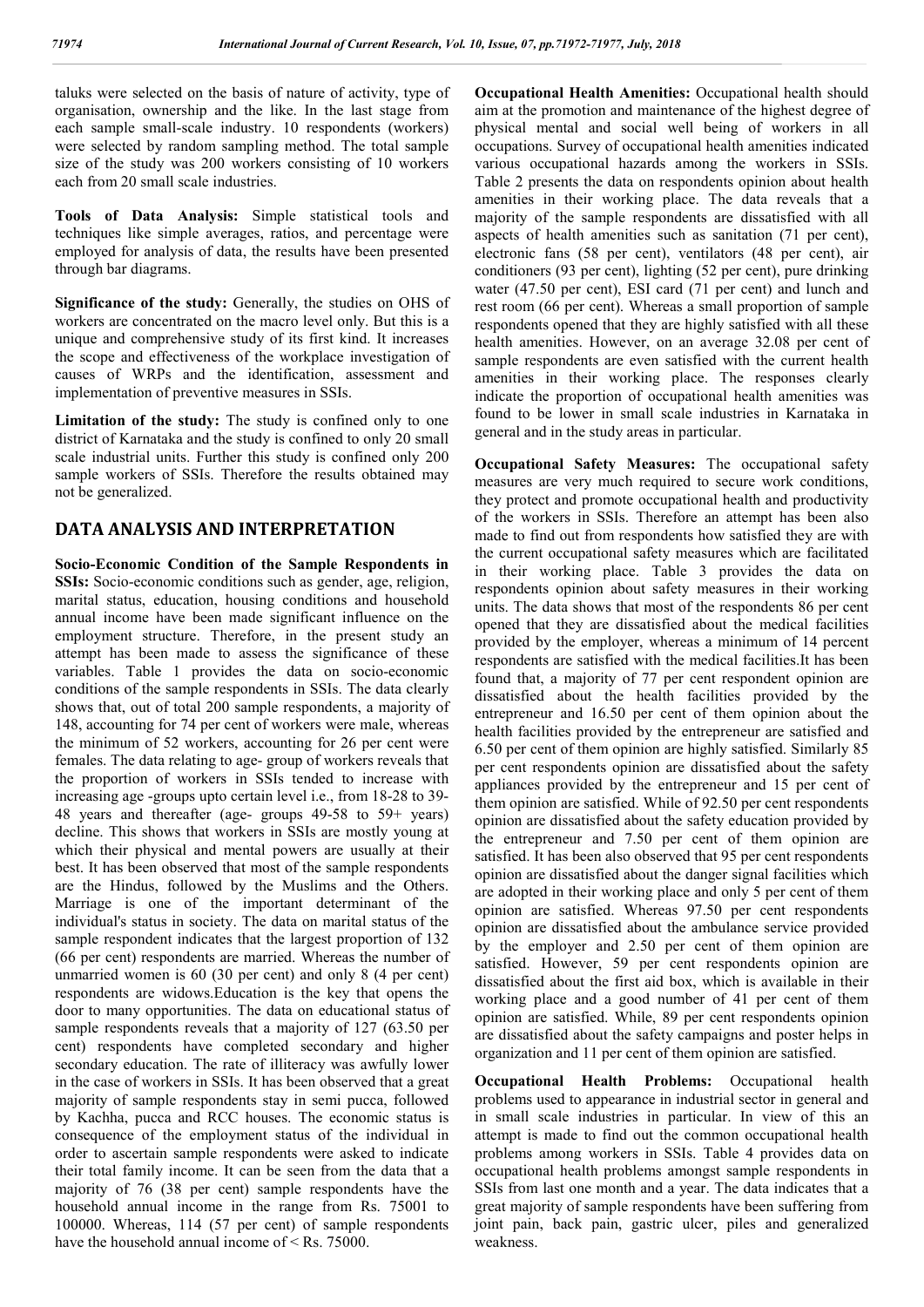taluks were selected on the basis of nature of activity, type of organisation, ownership and the like. In the last stage from each sample small-scale industry. 10 respondents (workers) were selected by random sampling method. The total sample size of the study was 200 workers consisting of 10 workers each from 20 small scale industries.

**Tools of Data Analysis:** Simple statistical tools and techniques like simple averages, ratios, and percentage were employed for analysis of data, the results have been presented through bar diagrams.

**Significance of the study:** Generally, the studies on OHS of workers are concentrated on the macro level only. But this is a unique and comprehensive study of its first kind. It increases the scope and effectiveness of the workplace investigation of causes of WRPs and the identification, assessment and implementation of preventive measures in SSIs.

**Limitation of the study:** The study is confined only to one district of Karnataka and the study is confined to only 20 small scale industrial units. Further this study is confined only 200 sample workers of SSIs. Therefore the results obtained may not be generalized.

## DATA ANALYSIS AND INTERPRETATION

**Socio-Economic Condition of the Sample Respondents in SSIs:** Socio-economic conditions such as gender, age, religion, marital status, education, housing conditions and household annual income have been made significant influence on the employment structure. Therefore, in the present study an attempt has been made to assess the significance of these variables. Table 1 provides the data on socio-economic conditions of the sample respondents in SSIs. The data clearly shows that, out of total 200 sample respondents, a majority of 148, accounting for 74 per cent of workers were male, whereas the minimum of 52 workers, accounting for 26 per cent were females. The data relating to age- group of workers reveals that the proportion of workers in SSIs tended to increase with increasing age -groups upto certain level i.e., from 18-28 to 39-48 years and thereafter (age- groups 49-58 to 59+ years) decline. This shows that workers in SSIs are mostly young at which their physical and mental powers are usually at their best. It has been observed that most of the sample respondents are the Hindus, followed by the Muslims and the Others. Marriage is one of the important determinant of the individual's status in society. The data on marital status of the sample respondent indicates that the largest proportion of 132 (66 per cent) respondents are married. Whereas the number of unmarried women is 60 (30 per cent) and only 8 (4 per cent) respondents are widows.Education is the key that opens the door to many opportunities. The data on educational status of sample respondents reveals that a majority of 127 (63.50 per cent) respondents have completed secondary and higher secondary education. The rate of illiteracy was awfully lower in the case of workers in SSIs. It has been observed that a great majority of sample respondents stay in semi pucca, followed by Kachha, pucca and RCC houses. The economic status is consequence of the employment status of the individual in order to ascertain sample respondents were asked to indicate their total family income. It can be seen from the data that a majority of 76 (38 per cent) sample respondents have the household annual income in the range from Rs. 75001 to 100000. Whereas, 114 (57 per cent) of sample respondents have the household annual income of < Rs. 75000.

**Occupational Health Amenities:** Occupational health should aim at the promotion and maintenance of the highest degree of physical mental and social well being of workers in all occupations. Survey of occupational health amenities indicated various occupational hazards among the workers in SSIs. Table 2 presents the data on respondents opinion about health amenities in their working place. The data reveals that a majority of the sample respondents are dissatisfied with all aspects of health amenities such as sanitation (71 per cent), electronic fans (58 per cent), ventilators (48 per cent), air conditioners (93 per cent), lighting (52 per cent), pure drinking water (47.50 per cent), ESI card (71 per cent) and lunch and rest room (66 per cent). Whereas a small proportion of sample respondents opened that they are highly satisfied with all these health amenities. However, on an average 32.08 per cent of sample respondents are even satisfied with the current health amenities in their working place. The responses clearly indicate the proportion of occupational health amenities was found to be lower in small scale industries in Karnataka in general and in the study areas in particular.

**Occupational Safety Measures:** The occupational safety measures are very much required to secure work conditions, they protect and promote occupational health and productivity of the workers in SSIs. Therefore an attempt has been also made to find out from respondents how satisfied they are with the current occupational safety measures which are facilitated in their working place. Table 3 provides the data on respondents opinion about safety measures in their working units. The data shows that most of the respondents 86 per cent opened that they are dissatisfied about the medical facilities provided by the employer, whereas a minimum of 14 percent respondents are satisfied with the medical facilities.It has been found that, a majority of 77 per cent respondent opinion are dissatisfied about the health facilities provided by the entrepreneur and 16.50 per cent of them opinion about the health facilities provided by the entrepreneur are satisfied and 6.50 per cent of them opinion are highly satisfied. Similarly 85 per cent respondents opinion are dissatisfied about the safety appliances provided by the entrepreneur and 15 per cent of them opinion are satisfied. While of 92.50 per cent respondents opinion are dissatisfied about the safety education provided by the entrepreneur and 7.50 per cent of them opinion are satisfied. It has been also observed that 95 per cent respondents opinion are dissatisfied about the danger signal facilities which are adopted in their working place and only 5 per cent of them opinion are satisfied. Whereas 97.50 per cent respondents opinion are dissatisfied about the ambulance service provided by the employer and 2.50 per cent of them opinion are satisfied. However, 59 per cent respondents opinion are dissatisfied about the first aid box, which is available in their working place and a good number of 41 per cent of them opinion are satisfied. While, 89 per cent respondents opinion are dissatisfied about the safety campaigns and poster helps in organization and 11 per cent of them opinion are satisfied.

**Occupational Health Problems:** Occupational health problems used to appearance in industrial sector in general and in small scale industries in particular. In view of this an attempt is made to find out the common occupational health problems among workers in SSIs. Table 4 provides data on occupational health problems amongst sample respondents in SSIs from last one month and a year. The data indicates that a great majority of sample respondents have been suffering from joint pain, back pain, gastric ulcer, piles and generalized weakness.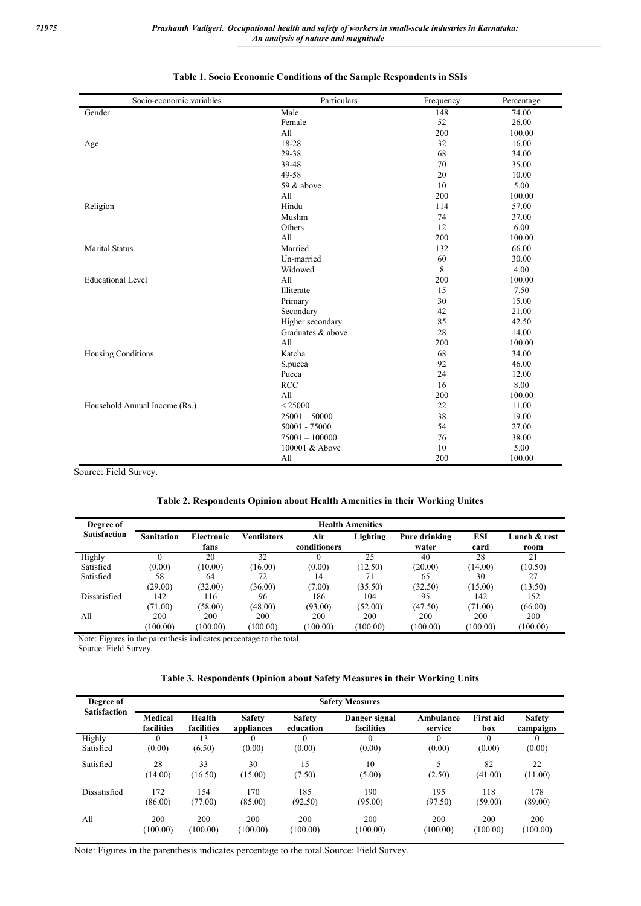**Table 1. Socio Economic Conditions of the Sample Respondents in SSIs**

| Socio-economic variables | Particulars | Frequency | Percentage |
|---|---|---|---|
| Gender | Male | 148 | 74.00 |
| | Female | 52 | 26.00 |
| | All | 200 | 100.00 |
| Age | 18-28 | 32 | 16.00 |
| | 29-38 | 68 | 34.00 |
| | 39-48 | 70 | 35.00 |
| | 49-58 | 20 | 10.00 |
| | 59 & above | 10 | 5.00 |
| | All | 200 | 100.00 |
| Religion | Hindu | 114 | 57.00 |
| | Muslim | 74 | 37.00 |
| | Others | 12 | 6.00 |
| | All | 200 | 100.00 |
| Marital Status | Married | 132 | 66.00 |
| | Un-married | 60 | 30.00 |
| | Widowed | 8 | 4.00 |
| Educational Level | All | 200 | 100.00 |
| | Illiterate | 15 | 7.50 |
| | Primary | 30 | 15.00 |
| | Secondary | 42 | 21.00 |
| | Higher secondary | 85 | 42.50 |
| | Graduates & above | 28 | 14.00 |
| | All | 200 | 100.00 |
| Housing Conditions | Katcha | 68 | 34.00 |
| | S.pucca | 92 | 46.00 |
| | Pucca | 24 | 12.00 |
| | RCC | 16 | 8.00 |
| | All | 200 | 100.00 |
| Household Annual Income (Rs.) | < 25000 | 22 | 11.00 |
| | 25001 – 50000 | 38 | 19.00 |
| | 50001 - 75000 | 54 | 27.00 |
| | 75001 – 100000 | 76 | 38.00 |
| | 100001 & Above | 10 | 5.00 |
| | All | 200 | 100.00 |

Source: Field Survey.

**Table 2. Respondents Opinion about Health Amenities in their Working Unites**

| Degree of Satisfaction | Health Amenities | | | | | | | |
|---|---|---|---|---|---|---|---|---|
| | Sanitation | Electronic fans | Ventilators | Air conditioners | Lighting | Pure drinking water | ESI card | Lunch & rest room |
| Highly Satisfied | 0 (0.00) | 20 (10.00) | 32 (16.00) | 0 (0.00) | 25 (12.50) | 40 (20.00) | 28 (14.00) | 21 (10.50) |
| Satisfied | 58 (29.00) | 64 (32.00) | 72 (36.00) | 14 (7.00) | 71 (35.50) | 65 (32.50) | 30 (15.00) | 27 (13.50) |
| Dissatisfied | 142 (71.00) | 116 (58.00) | 96 (48.00) | 186 (93.00) | 104 (52.00) | 95 (47.50) | 142 (71.00) | 152 (66.00) |
| All | 200 (100.00) | 200 (100.00) | 200 (100.00) | 200 (100.00) | 200 (100.00) | 200 (100.00) | 200 (100.00) | 200 (100.00) |

Note: Figures in the parenthesis indicates percentage to the total.
Source: Field Survey.

**Table 3. Respondents Opinion about Safety Measures in their Working Units**

| Degree of Satisfaction | Safety Measures | | | | | | | |
|---|---|---|---|---|---|---|---|---|
| | Medical facilities | Health facilities | Safety appliances | Safety education | Danger signal facilities | Ambulance service | First aid box | Safety campaigns |
| Highly Satisfied | 0 (0.00) | 13 (6.50) | 0 (0.00) | 0 (0.00) | 0 (0.00) | 0 (0.00) | 0 (0.00) | 0 (0.00) |
| Satisfied | 28 (14.00) | 33 (16.50) | 30 (15.00) | 15 (7.50) | 10 (5.00) | 5 (2.50) | 82 (41.00) | 22 (11.00) |
| Dissatisfied | 172 (86.00) | 154 (77.00) | 170 (85.00) | 185 (92.50) | 190 (95.00) | 195 (97.50) | 118 (59.00) | 178 (89.00) |
| All | 200 (100.00) | 200 (100.00) | 200 (100.00) | 200 (100.00) | 200 (100.00) | 200 (100.00) | 200 (100.00) | 200 (100.00) |

Note: Figures in the parenthesis indicates percentage to the total.Source: Field Survey.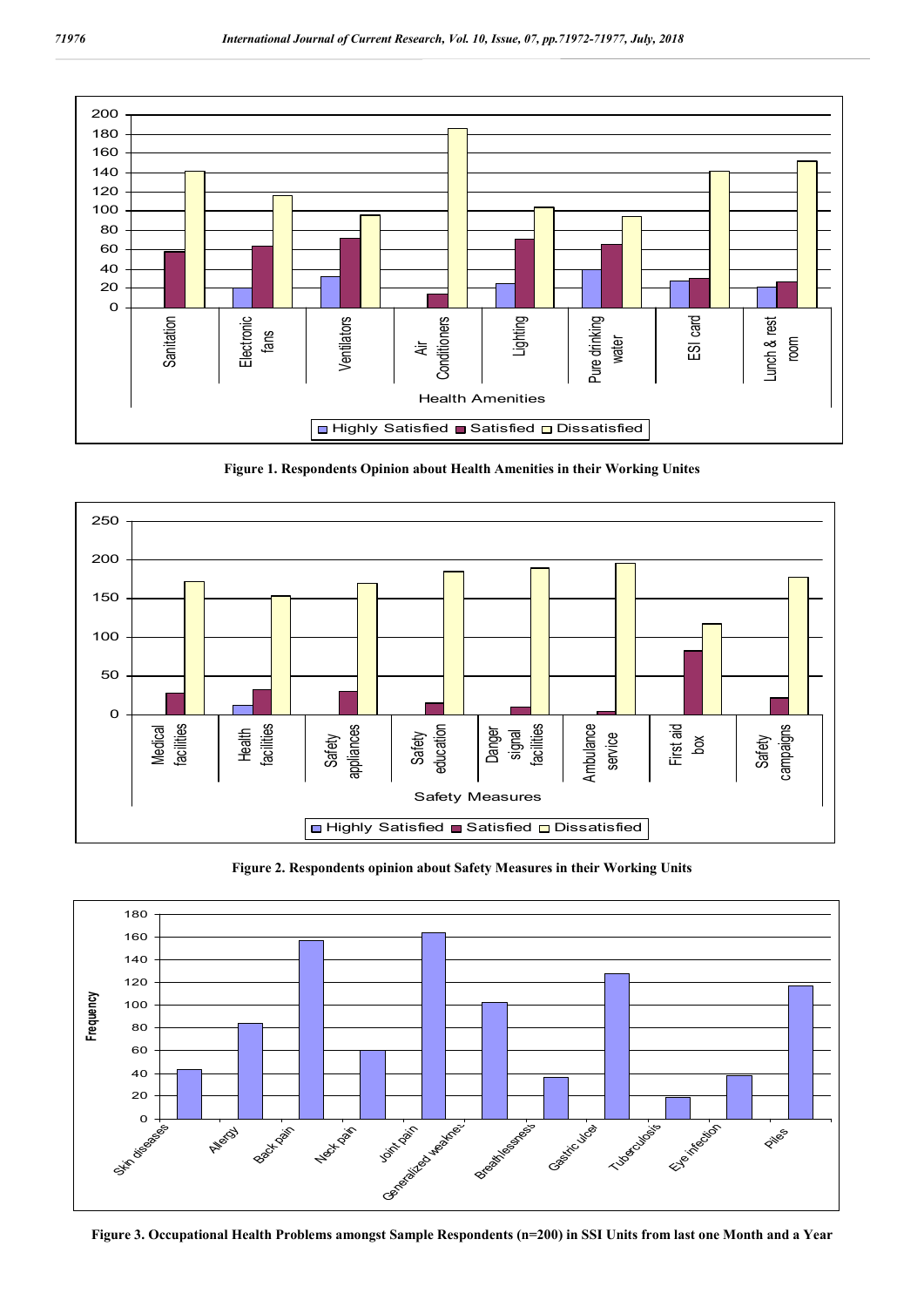Figure 1. Respondents Opinion about Health Amenities in their Working Unites

Figure 2. Respondents opinion about Safety Measures in their Working Units

Figure 3. Occupational Health Problems amongst Sample Respondents (n=200) in SSI Units from last one Month and a Year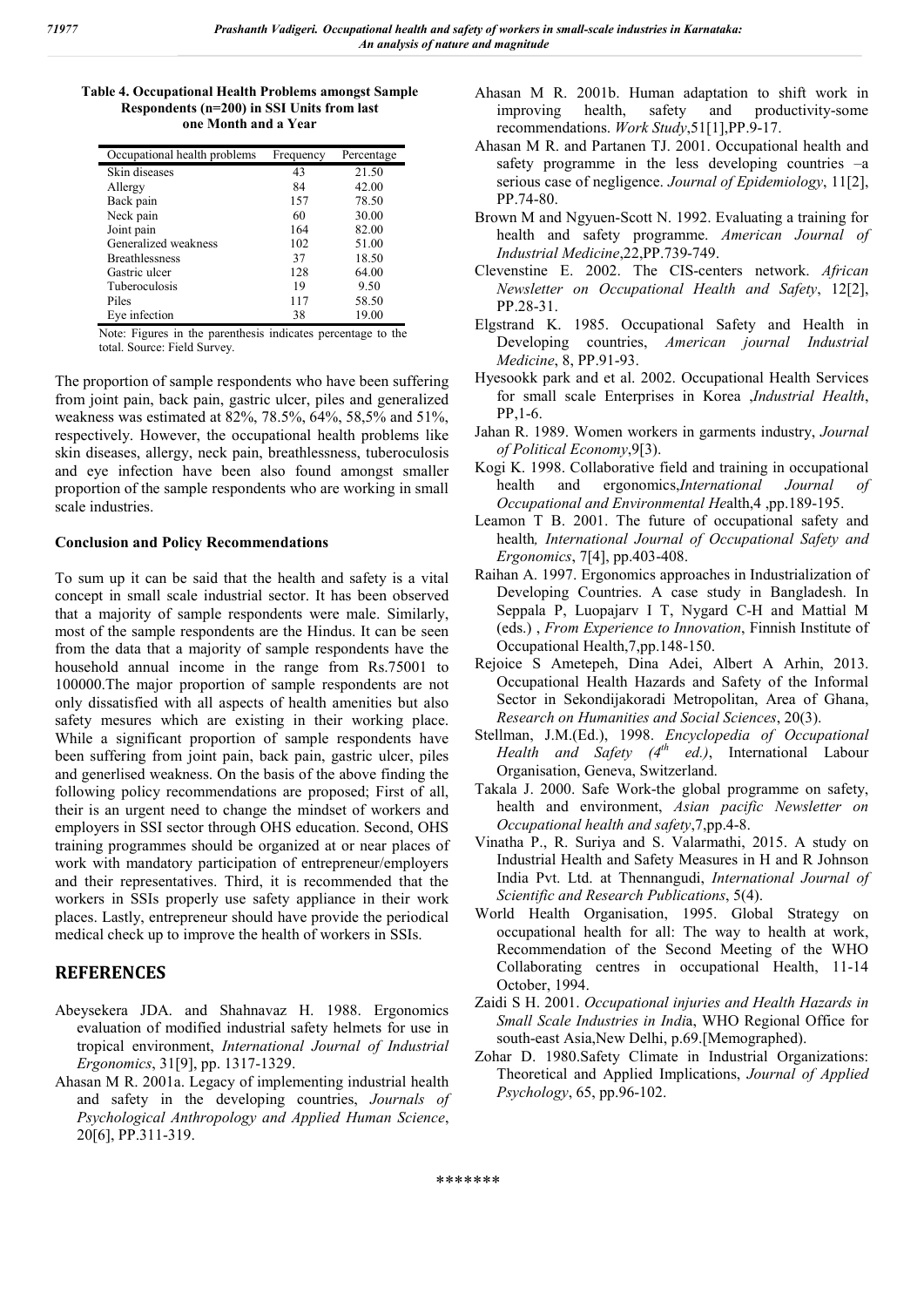**Table 4. Occupational Health Problems amongst Sample Respondents (n=200) in SSI Units from last one Month and a Year**

| Occupational health problems | Frequency | Percentage |
|---|---|---|
| Skin diseases | 43 | 21.50 |
| Allergy | 84 | 42.00 |
| Back pain | 157 | 78.50 |
| Neck pain | 60 | 30.00 |
| Joint pain | 164 | 82.00 |
| Generalized weakness | 102 | 51.00 |
| Breathlessness | 37 | 18.50 |
| Gastric ulcer | 128 | 64.00 |
| Tuberoculosis | 19 | 9.50 |
| Piles | 117 | 58.50 |
| Eye infection | 38 | 19.00 |

Note: Figures in the parenthesis indicates percentage to the total. Source: Field Survey.

The proportion of sample respondents who have been suffering from joint pain, back pain, gastric ulcer, piles and generalized weakness was estimated at 82%, 78.5%, 64%, 58,5% and 51%, respectively. However, the occupational health problems like skin diseases, allergy, neck pain, breathlessness, tuberoculosis and eye infection have been also found amongst smaller proportion of the sample respondents who are working in small scale industries.

**Conclusion and Policy Recommendations**

To sum up it can be said that the health and safety is a vital concept in small scale industrial sector. It has been observed that a majority of sample respondents were male. Similarly, most of the sample respondents are the Hindus. It can be seen from the data that a majority of sample respondents have the household annual income in the range from Rs.75001 to 100000.The major proportion of sample respondents are not only dissatisfied with all aspects of health amenities but also safety mesures which are existing in their working place. While a significant proportion of sample respondents have been suffering from joint pain, back pain, gastric ulcer, piles and generlised weakness. On the basis of the above finding the following policy recommendations are proposed; First of all, their is an urgent need to change the mindset of workers and employers in SSI sector through OHS education. Second, OHS training programmes should be organized at or near places of work with mandatory participation of entrepreneur/employers and their representatives. Third, it is recommended that the workers in SSIs properly use safety appliance in their work places. Lastly, entrepreneur should have provide the periodical medical check up to improve the health of workers in SSIs.

## REFERENCES

- Abeysekera JDA. and Shahnavaz H. 1988. Ergonomics evaluation of modified industrial safety helmets for use in tropical environment, *International Journal of Industrial Ergonomics*, 31[9], pp. 1317-1329.
- Ahasan M R. 2001a. Legacy of implementing industrial health and safety in the developing countries, *Journals of Psychological Anthropology and Applied Human Science*, 20[6], PP.311-319.
- Ahasan M R. 2001b. Human adaptation to shift work in improving health, safety and productivity-some recommendations. *Work Study*,51[1],PP.9-17.
- Ahasan M R. and Partanen TJ. 2001. Occupational health and safety programme in the less developing countries –a serious case of negligence. *Journal of Epidemiology*, 11[2], PP.74-80.
- Brown M and Ngyuen-Scott N. 1992. Evaluating a training for health and safety programme. *American Journal of Industrial Medicine*,22,PP.739-749.
- Clevenstine E. 2002. The CIS-centers network. *African Newsletter on Occupational Health and Safety*, 12[2], PP.28-31.
- Elgstrand K. 1985. Occupational Safety and Health in Developing countries, *American journal Industrial Medicine*, 8, PP.91-93.
- Hyesookk park and et al. 2002. Occupational Health Services for small scale Enterprises in Korea ,*Industrial Health*, PP,1-6.
- Jahan R. 1989. Women workers in garments industry, *Journal of Political Economy*,9[3).
- Kogi K. 1998. Collaborative field and training in occupational health and ergonomics,*International Journal of Occupational and Environmental Health*,4 ,pp.189-195.
- Leamon T B. 2001. The future of occupational safety and health*, International Journal of Occupational Safety and Ergonomics*, 7[4], pp.403-408.
- Raihan A. 1997. Ergonomics approaches in Industrialization of Developing Countries. A case study in Bangladesh. In Seppala P, Luopajarv I T, Nygard C-H and Mattial M (eds.) , *From Experience to Innovation*, Finnish Institute of Occupational Health,7,pp.148-150.
- Rejoice S Ametepeh, Dina Adei, Albert A Arhin, 2013. Occupational Health Hazards and Safety of the Informal Sector in Sekondijakoradi Metropolitan, Area of Ghana, *Research on Humanities and Social Sciences*, 20(3).
- Stellman, J.M.(Ed.), 1998. *Encyclopedia of Occupational Health and Safety (4th ed.)*, International Labour Organisation, Geneva, Switzerland.
- Takala J. 2000. Safe Work-the global programme on safety, health and environment, *Asian pacific Newsletter on Occupational health and safety*,7,pp.4-8.
- Vinatha P., R. Suriya and S. Valarmathi, 2015. A study on Industrial Health and Safety Measures in H and R Johnson India Pvt. Ltd. at Thennangudi, *International Journal of Scientific and Research Publications*, 5(4).
- World Health Organisation, 1995. Global Strategy on occupational health for all: The way to health at work, Recommendation of the Second Meeting of the WHO Collaborating centres in occupational Health, 11-14 October, 1994.
- Zaidi S H. 2001. *Occupational injuries and Health Hazards in Small Scale Industries in India*, WHO Regional Office for south-east Asia,New Delhi, p.69.[Memographed).
- Zohar D. 1980.Safety Climate in Industrial Organizations: Theoretical and Applied Implications, *Journal of Applied Psychology*, 65, pp.96-102.

\*\*\*\*\*\*\*